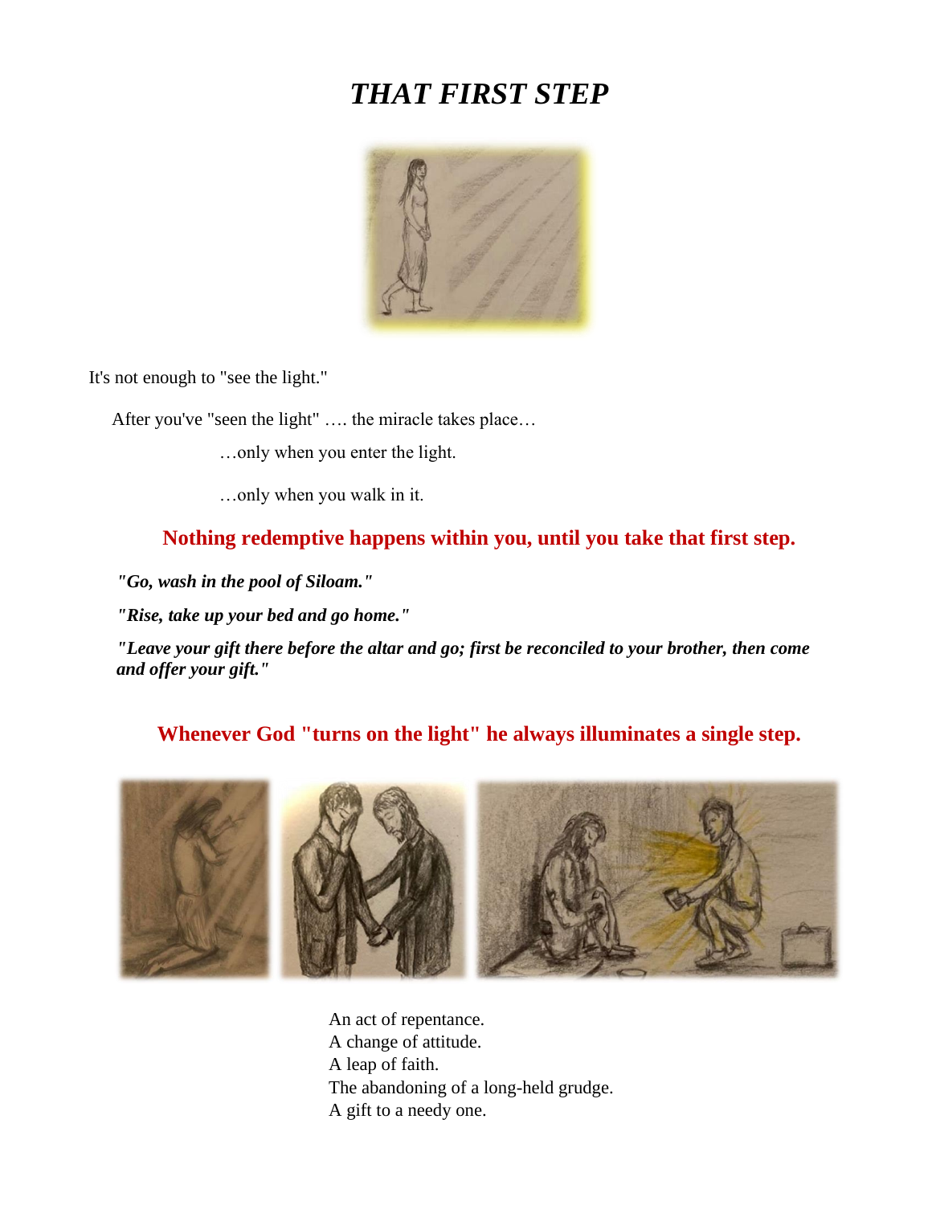# *THAT FIRST STEP*

It's not enough to "see the light."

After you've "seen the light" …. the miracle takes place…

…only when you enter the light.

…only when you walk in it.

**Nothing redemptive happens within you, until you take that first step.**

***"Go, wash in the pool of Siloam."***

***"Rise, take up your bed and go home."***

***"Leave your gift there before the altar and go; first be reconciled to your brother, then come and offer your gift."***

**Whenever God "turns on the light" he always illuminates a single step.**

An act of repentance.
A change of attitude.
A leap of faith.
The abandoning of a long-held grudge.
A gift to a needy one.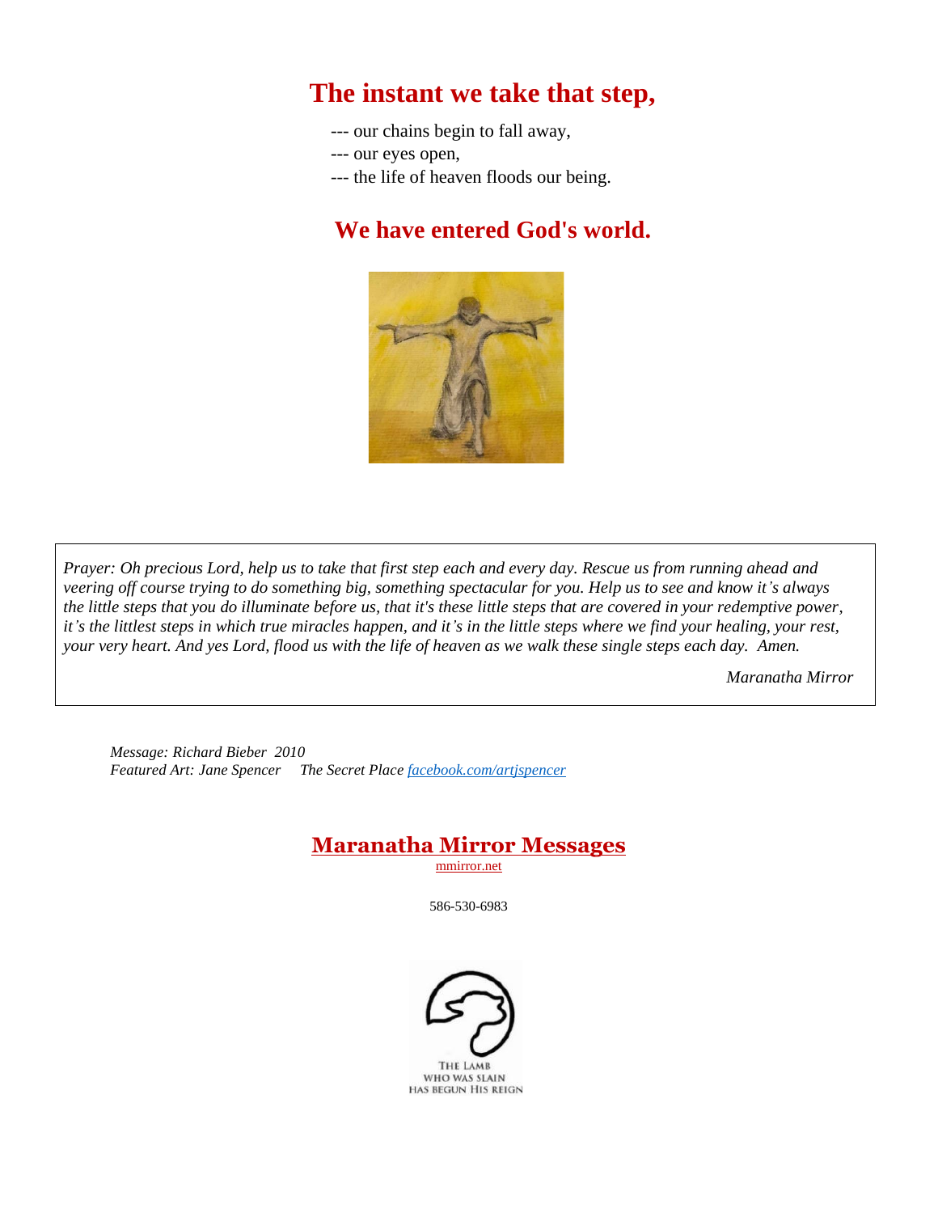## The instant we take that step,

--- our chains begin to fall away,
--- our eyes open,
--- the life of heaven floods our being.

## We have entered God's world.

*Prayer: Oh precious Lord, help us to take that first step each and every day. Rescue us from running ahead and veering off course trying to do something big, something spectacular for you. Help us to see and know it's always the little steps that you do illuminate before us, that it's these little steps that are covered in your redemptive power, it's the littlest steps in which true miracles happen, and it's in the little steps where we find your healing, your rest, your very heart. And yes Lord, flood us with the life of heaven as we walk these single steps each day. Amen.*

*Maranatha Mirror*

*Message: Richard Bieber 2010*
*Featured Art: Jane Spencer The Secret Place facebook.com/artjspencer*

## Maranatha Mirror Messages

mmirror.net

586-530-6983

THE LAMB
WHO WAS SLAIN
HAS BEGUN HIS REIGN